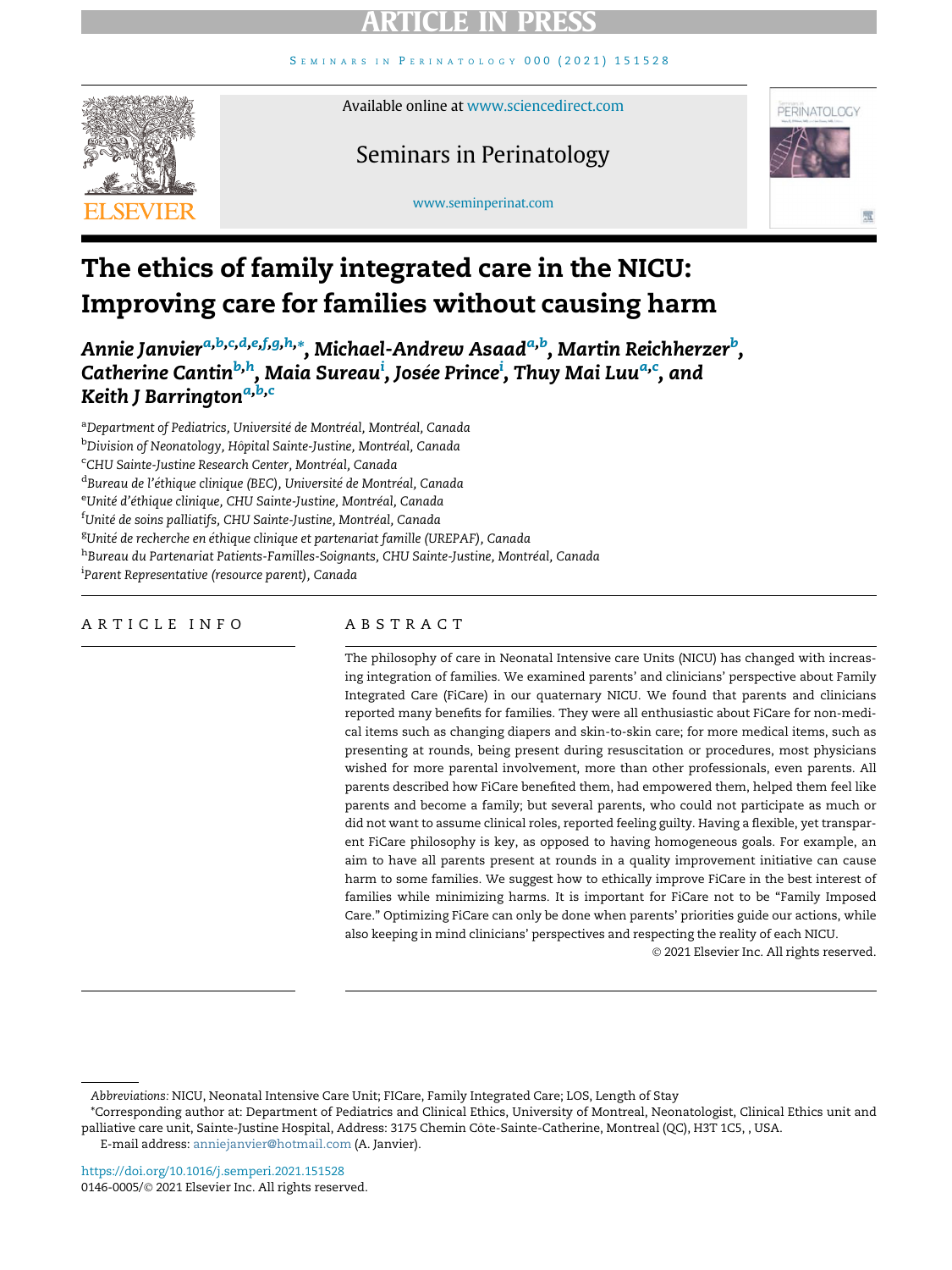# The ethics of family integrated care in the NICU: Improving care for families without causing harm

***Annie Janvier[a,b,c,d,e,f,g,h,*], Michael-Andrew Asaad[a,b], Martin Reichherzer[b], Catherine Cantin[b,h], Maia Sureau[i], Josée Prince[i], Thuy Mai Luu[a,c], and Keith J Barrington[a,b,c]***

[a]*Department of Pediatrics, Université de Montréal, Montréal, Canada*
[b]*Division of Neonatology, Hôpital Sainte-Justine, Montréal, Canada*
[c]*CHU Sainte-Justine Research Center, Montréal, Canada*
[d]*Bureau de l'éthique clinique (BEC), Université de Montréal, Canada*
[e]*Unité d'éthique clinique, CHU Sainte-Justine, Montréal, Canada*
[f]*Unité de soins palliatifs, CHU Sainte-Justine, Montréal, Canada*
[g]*Unité de recherche en éthique clinique et partenariat famille (UREPAF), Canada*
[h]*Bureau du Partenariat Patients-Familles-Soignants, CHU Sainte-Justine, Montréal, Canada*
[i]*Parent Representative (resource parent), Canada*

## ARTICLE INFO

## ABSTRACT

The philosophy of care in Neonatal Intensive care Units (NICU) has changed with increasing integration of families. We examined parents' and clinicians' perspective about Family Integrated Care (FiCare) in our quaternary NICU. We found that parents and clinicians reported many benefits for families. They were all enthusiastic about FiCare for non-medical items such as changing diapers and skin-to-skin care; for more medical items, such as presenting at rounds, being present during resuscitation or procedures, most physicians wished for more parental involvement, more than other professionals, even parents. All parents described how FiCare benefited them, had empowered them, helped them feel like parents and become a family; but several parents, who could not participate as much or did not want to assume clinical roles, reported feeling guilty. Having a flexible, yet transparent FiCare philosophy is key, as opposed to having homogeneous goals. For example, an aim to have all parents present at rounds in a quality improvement initiative can cause harm to some families. We suggest how to ethically improve FiCare in the best interest of families while minimizing harms. It is important for FiCare not to be "Family Imposed Care." Optimizing FiCare can only be done when parents' priorities guide our actions, while also keeping in mind clinicians' perspectives and respecting the reality of each NICU.

© 2021 Elsevier Inc. All rights reserved.

*Abbreviations:* NICU, Neonatal Intensive Care Unit; FICare, Family Integrated Care; LOS, Length of Stay

*Corresponding author at: Department of Pediatrics and Clinical Ethics, University of Montreal, Neonatologist, Clinical Ethics unit and palliative care unit, Sainte-Justine Hospital, Address: 3175 Chemin Côte-Sainte-Catherine, Montreal (QC), H3T 1C5, , USA.

E-mail address: anniejanvier@hotmail.com (A. Janvier).

https://doi.org/10.1016/j.semperi.2021.151528
0146-0005/© 2021 Elsevier Inc. All rights reserved.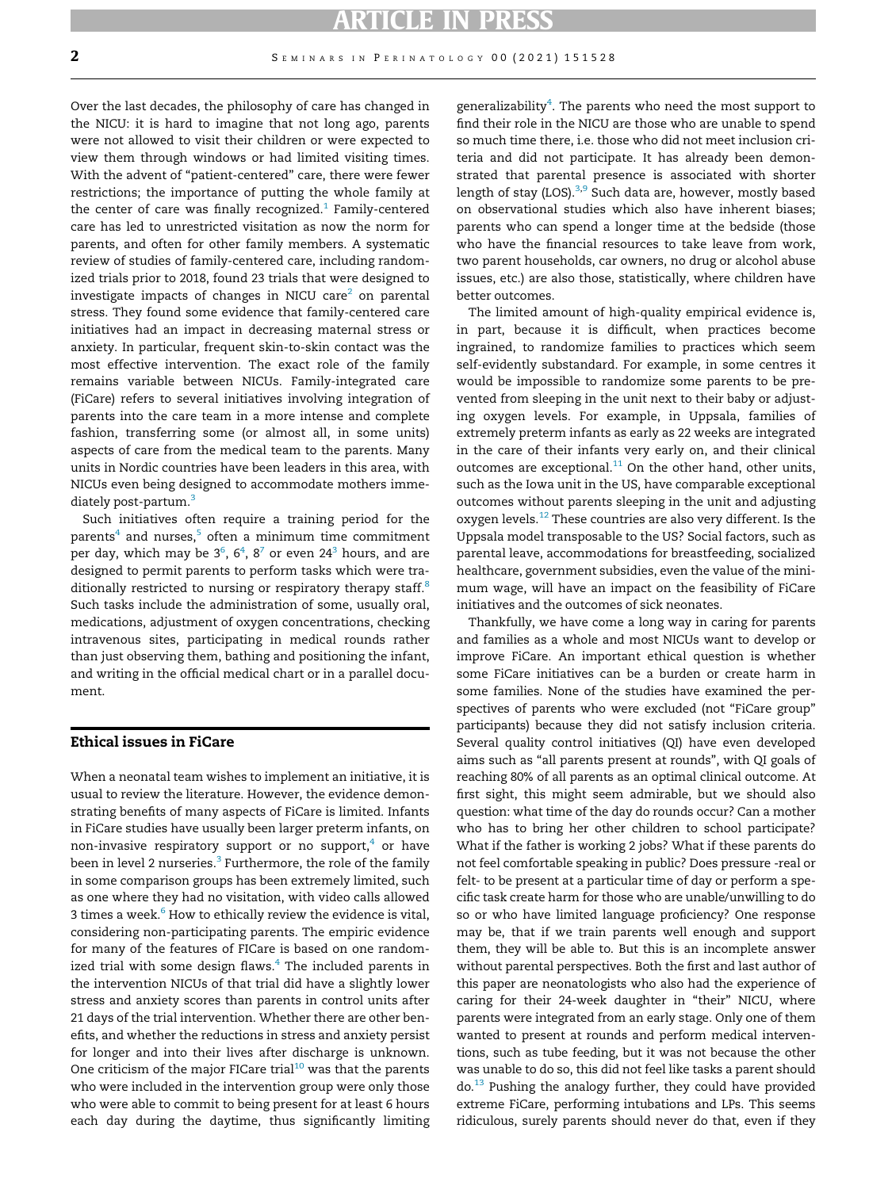Over the last decades, the philosophy of care has changed in the NICU: it is hard to imagine that not long ago, parents were not allowed to visit their children or were expected to view them through windows or had limited visiting times. With the advent of "patient-centered" care, there were fewer restrictions; the importance of putting the whole family at the center of care was finally recognized.[1] Family-centered care has led to unrestricted visitation as now the norm for parents, and often for other family members. A systematic review of studies of family-centered care, including randomized trials prior to 2018, found 23 trials that were designed to investigate impacts of changes in NICU care[2] on parental stress. They found some evidence that family-centered care initiatives had an impact in decreasing maternal stress or anxiety. In particular, frequent skin-to-skin contact was the most effective intervention. The exact role of the family remains variable between NICUs. Family-integrated care (FiCare) refers to several initiatives involving integration of parents into the care team in a more intense and complete fashion, transferring some (or almost all, in some units) aspects of care from the medical team to the parents. Many units in Nordic countries have been leaders in this area, with NICUs even being designed to accommodate mothers immediately post-partum.[3]

Such initiatives often require a training period for the parents[4] and nurses,[5] often a minimum time commitment per day, which may be 3[6], 6[4], 8[7] or even 24[3] hours, and are designed to permit parents to perform tasks which were traditionally restricted to nursing or respiratory therapy staff.[8] Such tasks include the administration of some, usually oral, medications, adjustment of oxygen concentrations, checking intravenous sites, participating in medical rounds rather than just observing them, bathing and positioning the infant, and writing in the official medical chart or in a parallel document.

## Ethical issues in FiCare

When a neonatal team wishes to implement an initiative, it is usual to review the literature. However, the evidence demonstrating benefits of many aspects of FiCare is limited. Infants in FiCare studies have usually been larger preterm infants, on non-invasive respiratory support or no support,[4] or have been in level 2 nurseries.[3] Furthermore, the role of the family in some comparison groups has been extremely limited, such as one where they had no visitation, with video calls allowed 3 times a week.[6] How to ethically review the evidence is vital, considering non-participating parents. The empiric evidence for many of the features of FICare is based on one randomized trial with some design flaws.[4] The included parents in the intervention NICUs of that trial did have a slightly lower stress and anxiety scores than parents in control units after 21 days of the trial intervention. Whether there are other benefits, and whether the reductions in stress and anxiety persist for longer and into their lives after discharge is unknown. One criticism of the major FICare trial[10] was that the parents who were included in the intervention group were only those who were able to commit to being present for at least 6 hours each day during the daytime, thus significantly limiting generalizability[4]. The parents who need the most support to find their role in the NICU are those who are unable to spend so much time there, i.e. those who did not meet inclusion criteria and did not participate. It has already been demonstrated that parental presence is associated with shorter length of stay (LOS).[3,9] Such data are, however, mostly based on observational studies which also have inherent biases; parents who can spend a longer time at the bedside (those who have the financial resources to take leave from work, two parent households, car owners, no drug or alcohol abuse issues, etc.) are also those, statistically, where children have better outcomes.

The limited amount of high-quality empirical evidence is, in part, because it is difficult, when practices become ingrained, to randomize families to practices which seem self-evidently substandard. For example, in some centres it would be impossible to randomize some parents to be prevented from sleeping in the unit next to their baby or adjusting oxygen levels. For example, in Uppsala, families of extremely preterm infants as early as 22 weeks are integrated in the care of their infants very early on, and their clinical outcomes are exceptional.[11] On the other hand, other units, such as the Iowa unit in the US, have comparable exceptional outcomes without parents sleeping in the unit and adjusting oxygen levels.[12] These countries are also very different. Is the Uppsala model transposable to the US? Social factors, such as parental leave, accommodations for breastfeeding, socialized healthcare, government subsidies, even the value of the minimum wage, will have an impact on the feasibility of FiCare initiatives and the outcomes of sick neonates.

Thankfully, we have come a long way in caring for parents and families as a whole and most NICUs want to develop or improve FiCare. An important ethical question is whether some FiCare initiatives can be a burden or create harm in some families. None of the studies have examined the perspectives of parents who were excluded (not "FiCare group" participants) because they did not satisfy inclusion criteria. Several quality control initiatives (QI) have even developed aims such as "all parents present at rounds", with QI goals of reaching 80% of all parents as an optimal clinical outcome. At first sight, this might seem admirable, but we should also question: what time of the day do rounds occur? Can a mother who has to bring her other children to school participate? What if the father is working 2 jobs? What if these parents do not feel comfortable speaking in public? Does pressure -real or felt- to be present at a particular time of day or perform a specific task create harm for those who are unable/unwilling to do so or who have limited language proficiency? One response may be, that if we train parents well enough and support them, they will be able to. But this is an incomplete answer without parental perspectives. Both the first and last author of this paper are neonatologists who also had the experience of caring for their 24-week daughter in "their" NICU, where parents were integrated from an early stage. Only one of them wanted to present at rounds and perform medical interventions, such as tube feeding, but it was not because the other was unable to do so, this did not feel like tasks a parent should do.[13] Pushing the analogy further, they could have provided extreme FiCare, performing intubations and LPs. This seems ridiculous, surely parents should never do that, even if they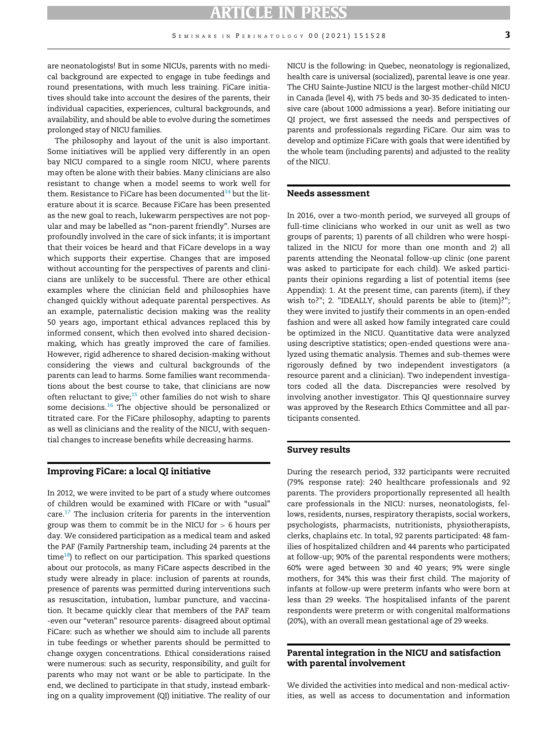are neonatologists! But in some NICUs, parents with no medical background are expected to engage in tube feedings and round presentations, with much less training. FiCare initiatives should take into account the desires of the parents, their individual capacities, experiences, cultural backgrounds, and availability, and should be able to evolve during the sometimes prolonged stay of NICU families.

The philosophy and layout of the unit is also important. Some initiatives will be applied very differently in an open bay NICU compared to a single room NICU, where parents may often be alone with their babies. Many clinicians are also resistant to change when a model seems to work well for them. Resistance to FiCare has been documented[14] but the literature about it is scarce. Because FiCare has been presented as the new goal to reach, lukewarm perspectives are not popular and may be labelled as "non-parent friendly". Nurses are profoundly involved in the care of sick infants; it is important that their voices be heard and that FiCare develops in a way which supports their expertise. Changes that are imposed without accounting for the perspectives of parents and clinicians are unlikely to be successful. There are other ethical examples where the clinician field and philosophies have changed quickly without adequate parental perspectives. As an example, paternalistic decision making was the reality 50 years ago, important ethical advances replaced this by informed consent, which then evolved into shared decision-making, which has greatly improved the care of families. However, rigid adherence to shared decision-making without considering the views and cultural backgrounds of the parents can lead to harms. Some families want recommendations about the best course to take, that clinicians are now often reluctant to give;[15] other families do not wish to share some decisions.[16] The objective should be personalized or titrated care. For the FiCare philosophy, adapting to parents as well as clinicians and the reality of the NICU, with sequential changes to increase benefits while decreasing harms.

## Improving FiCare: a local QI initiative

In 2012, we were invited to be part of a study where outcomes of children would be examined with FICare or with "usual" care.[17] The inclusion criteria for parents in the intervention group was them to commit be in the NICU for > 6 hours per day. We considered participation as a medical team and asked the PAF (Family Partnership team, including 24 parents at the time[18]) to reflect on our participation. This sparked questions about our protocols, as many FiCare aspects described in the study were already in place: inclusion of parents at rounds, presence of parents was permitted during interventions such as resuscitation, intubation, lumbar puncture, and vaccination. It became quickly clear that members of the PAF team -even our "veteran" resource parents- disagreed about optimal FiCare: such as whether we should aim to include all parents in tube feedings or whether parents should be permitted to change oxygen concentrations. Ethical considerations raised were numerous: such as security, responsibility, and guilt for parents who may not want or be able to participate. In the end, we declined to participate in that study, instead embarking on a quality improvement (QI) initiative. The reality of our NICU is the following: in Quebec, neonatology is regionalized, health care is universal (socialized), parental leave is one year. The CHU Sainte-Justine NICU is the largest mother-child NICU in Canada (level 4), with 75 beds and 30-35 dedicated to intensive care (about 1000 admissions a year). Before initiating our QI project, we first assessed the needs and perspectives of parents and professionals regarding FiCare. Our aim was to develop and optimize FiCare with goals that were identified by the whole team (including parents) and adjusted to the reality of the NICU.

## Needs assessment

In 2016, over a two-month period, we surveyed all groups of full-time clinicians who worked in our unit as well as two groups of parents; 1) parents of all children who were hospitalized in the NICU for more than one month and 2) all parents attending the Neonatal follow-up clinic (one parent was asked to participate for each child). We asked participants their opinions regarding a list of potential items (see Appendix): 1. At the present time, can parents (item), if they wish to?"; 2. "IDEALLY, should parents be able to (item)?"; they were invited to justify their comments in an open-ended fashion and were all asked how family integrated care could be optimized in the NICU. Quantitative data were analyzed using descriptive statistics; open-ended questions were analyzed using thematic analysis. Themes and sub-themes were rigorously defined by two independent investigators (a resource parent and a clinician). Two independent investigators coded all the data. Discrepancies were resolved by involving another investigator. This QI questionnaire survey was approved by the Research Ethics Committee and all participants consented.

## Survey results

During the research period, 332 participants were recruited (79% response rate): 240 healthcare professionals and 92 parents. The providers proportionally represented all health care professionals in the NICU: nurses, neonatologists, fellows, residents, nurses, respiratory therapists, social workers, psychologists, pharmacists, nutritionists, physiotherapists, clerks, chaplains etc. In total, 92 parents participated: 48 families of hospitalized children and 44 parents who participated at follow-up; 90% of the parental respondents were mothers; 60% were aged between 30 and 40 years; 9% were single mothers, for 34% this was their first child. The majority of infants at follow-up were preterm infants who were born at less than 29 weeks. The hospitalised infants of the parent respondents were preterm or with congenital malformations (20%), with an overall mean gestational age of 29 weeks.

## Parental integration in the NICU and satisfaction with parental involvement

We divided the activities into medical and non-medical activities, as well as access to documentation and information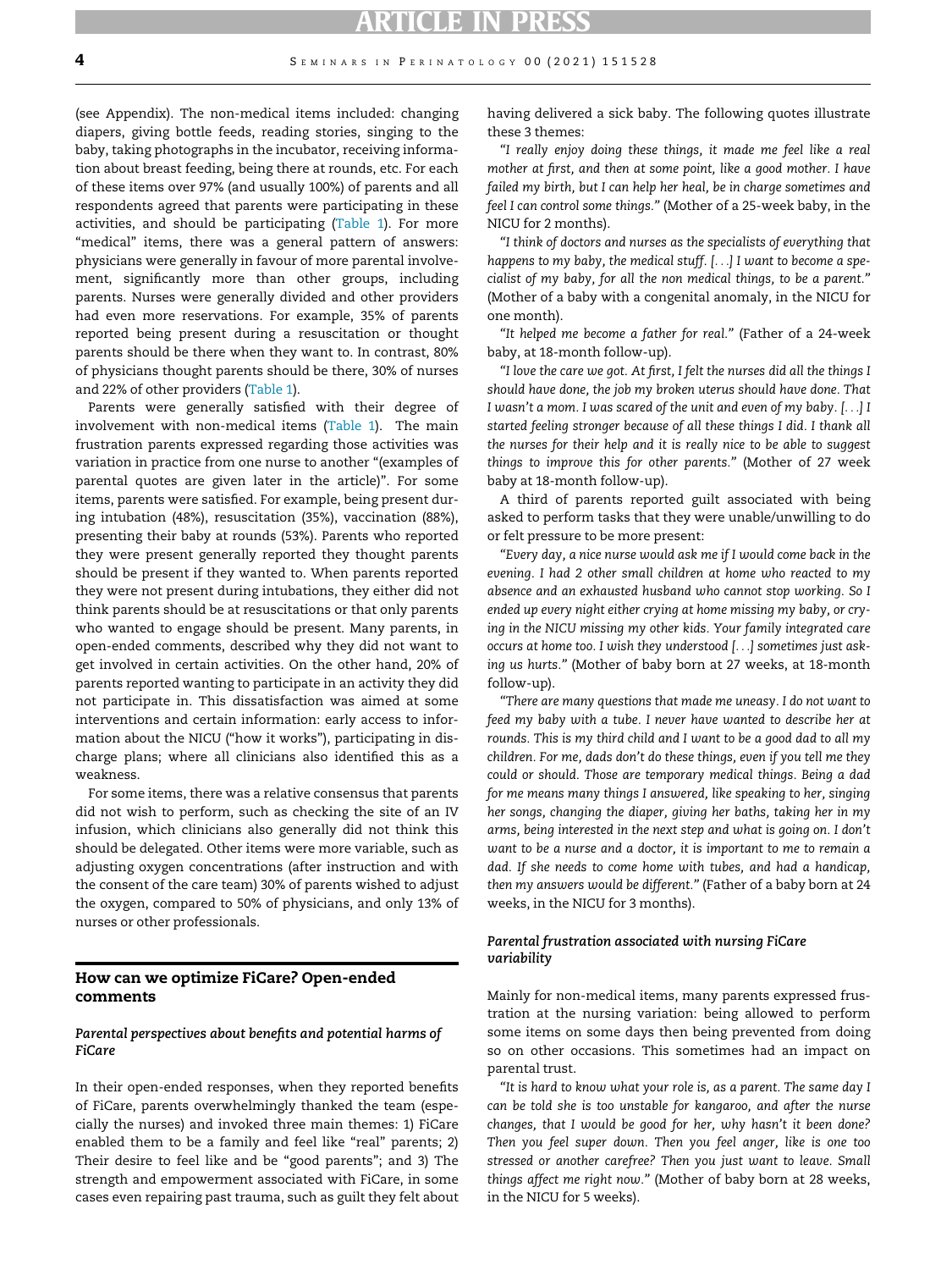(see Appendix). The non-medical items included: changing diapers, giving bottle feeds, reading stories, singing to the baby, taking photographs in the incubator, receiving information about breast feeding, being there at rounds, etc. For each of these items over 97% (and usually 100%) of parents and all respondents agreed that parents were participating in these activities, and should be participating (Table 1). For more "medical" items, there was a general pattern of answers: physicians were generally in favour of more parental involvement, significantly more than other groups, including parents. Nurses were generally divided and other providers had even more reservations. For example, 35% of parents reported being present during a resuscitation or thought parents should be there when they want to. In contrast, 80% of physicians thought parents should be there, 30% of nurses and 22% of other providers (Table 1).

Parents were generally satisfied with their degree of involvement with non-medical items (Table 1). The main frustration parents expressed regarding those activities was variation in practice from one nurse to another "(examples of parental quotes are given later in the article)". For some items, parents were satisfied. For example, being present during intubation (48%), resuscitation (35%), vaccination (88%), presenting their baby at rounds (53%). Parents who reported they were present generally reported they thought parents should be present if they wanted to. When parents reported they were not present during intubations, they either did not think parents should be at resuscitations or that only parents who wanted to engage should be present. Many parents, in open-ended comments, described why they did not want to get involved in certain activities. On the other hand, 20% of parents reported wanting to participate in an activity they did not participate in. This dissatisfaction was aimed at some interventions and certain information: early access to information about the NICU ("how it works"), participating in discharge plans; where all clinicians also identified this as a weakness.

For some items, there was a relative consensus that parents did not wish to perform, such as checking the site of an IV infusion, which clinicians also generally did not think this should be delegated. Other items were more variable, such as adjusting oxygen concentrations (after instruction and with the consent of the care team) 30% of parents wished to adjust the oxygen, compared to 50% of physicians, and only 13% of nurses or other professionals.

## How can we optimize FiCare? Open-ended comments

### *Parental perspectives about benefits and potential harms of FiCare*

In their open-ended responses, when they reported benefits of FiCare, parents overwhelmingly thanked the team (especially the nurses) and invoked three main themes: 1) FiCare enabled them to be a family and feel like "real" parents; 2) Their desire to feel like and be "good parents"; and 3) The strength and empowerment associated with FiCare, in some cases even repairing past trauma, such as guilt they felt about having delivered a sick baby. The following quotes illustrate these 3 themes:

*"I really enjoy doing these things, it made me feel like a real mother at first, and then at some point, like a good mother. I have failed my birth, but I can help her heal, be in charge sometimes and feel I can control some things."* (Mother of a 25-week baby, in the NICU for 2 months).

*"I think of doctors and nurses as the specialists of everything that happens to my baby, the medical stuff. [...] I want to become a specialist of my baby, for all the non medical things, to be a parent."* (Mother of a baby with a congenital anomaly, in the NICU for one month).

*"It helped me become a father for real."* (Father of a 24-week baby, at 18-month follow-up).

*"I love the care we got. At first, I felt the nurses did all the things I should have done, the job my broken uterus should have done. That I wasn't a mom. I was scared of the unit and even of my baby. [...] I started feeling stronger because of all these things I did. I thank all the nurses for their help and it is really nice to be able to suggest things to improve this for other parents."* (Mother of 27 week baby at 18-month follow-up).

A third of parents reported guilt associated with being asked to perform tasks that they were unable/unwilling to do or felt pressure to be more present:

*"Every day, a nice nurse would ask me if I would come back in the evening. I had 2 other small children at home who reacted to my absence and an exhausted husband who cannot stop working. So I ended up every night either crying at home missing my baby, or crying in the NICU missing my other kids. Your family integrated care occurs at home too. I wish they understood [...] sometimes just asking us hurts."* (Mother of baby born at 27 weeks, at 18-month follow-up).

*"There are many questions that made me uneasy. I do not want to feed my baby with a tube. I never have wanted to describe her at rounds. This is my third child and I want to be a good dad to all my children. For me, dads don't do these things, even if you tell me they could or should. Those are temporary medical things. Being a dad for me means many things I answered, like speaking to her, singing her songs, changing the diaper, giving her baths, taking her in my arms, being interested in the next step and what is going on. I don't want to be a nurse and a doctor, it is important to me to remain a dad. If she needs to come home with tubes, and had a handicap, then my answers would be different."* (Father of a baby born at 24 weeks, in the NICU for 3 months).

### *Parental frustration associated with nursing FiCare variability*

Mainly for non-medical items, many parents expressed frustration at the nursing variation: being allowed to perform some items on some days then being prevented from doing so on other occasions. This sometimes had an impact on parental trust.

*"It is hard to know what your role is, as a parent. The same day I can be told she is too unstable for kangaroo, and after the nurse changes, that I would be good for her, why hasn't it been done? Then you feel super down. Then you feel anger, like is one too stressed or another carefree? Then you just want to leave. Small things affect me right now."* (Mother of baby born at 28 weeks, in the NICU for 5 weeks).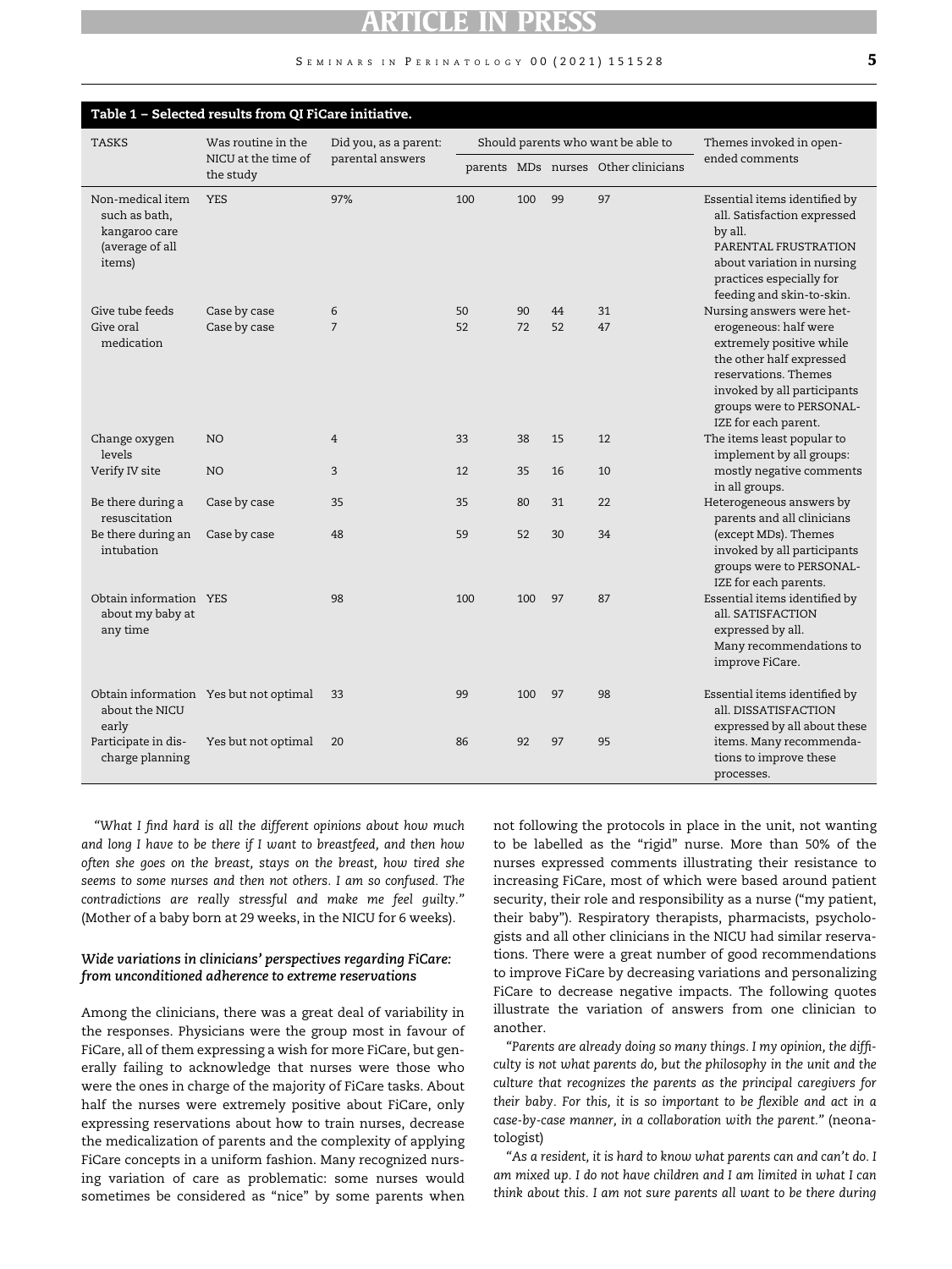**Table 1 – Selected results from QI FiCare initiative.**

| TASKS | Was routine in the NICU at the time of the study | Did you, as a parent: parental answers | Should parents who want be able to | | | | Themes invoked in open-ended comments |
|---|---|---|---|---|---|---|---|
| | | | parents | MDs | nurses | Other clinicians | |
| Non-medical item such as bath, kangaroo care (average of all items) | YES | 97% | 100 | 100 | 99 | 97 | Essential items identified by all. Satisfaction expressed by all. PARENTAL FRUSTRATION about variation in nursing practices especially for feeding and skin-to-skin. |
| Give tube feeds | Case by case | 6 | 50 | 90 | 44 | 31 | Nursing answers were heterogeneous: half were extremely positive while the other half expressed reservations. Themes invoked by all participants groups were to PERSONALIZE for each parent. |
| Give oral medication | Case by case | 7 | 52 | 72 | 52 | 47 | |
| Change oxygen levels | NO | 4 | 33 | 38 | 15 | 12 | The items least popular to implement by all groups: mostly negative comments in all groups. |
| Verify IV site | NO | 3 | 12 | 35 | 16 | 10 | |
| Be there during a resuscitation | Case by case | 35 | 35 | 80 | 31 | 22 | Heterogeneous answers by parents and all clinicians (except MDs). Themes invoked by all participants groups were to PERSONALIZE for each parents. |
| Be there during an intubation | Case by case | 48 | 59 | 52 | 30 | 34 | |
| Obtain information about my baby at any time | YES | 98 | 100 | 100 | 97 | 87 | Essential items identified by all. SATISFACTION expressed by all. Many recommendations to improve FiCare. |
| Obtain information about the NICU early | Yes but not optimal | 33 | 99 | 100 | 97 | 98 | Essential items identified by all. DISSATISFACTION expressed by all about these items. Many recommendations to improve these processes. |
| Participate in discharge planning | Yes but not optimal | 20 | 86 | 92 | 97 | 95 | |

*"What I find hard is all the different opinions about how much and long I have to be there if I want to breastfeed, and then how often she goes on the breast, stays on the breast, how tired she seems to some nurses and then not others. I am so confused. The contradictions are really stressful and make me feel guilty."* (Mother of a baby born at 29 weeks, in the NICU for 6 weeks).

### *Wide variations in clinicians' perspectives regarding FiCare: from unconditioned adherence to extreme reservations*

Among the clinicians, there was a great deal of variability in the responses. Physicians were the group most in favour of FiCare, all of them expressing a wish for more FiCare, but generally failing to acknowledge that nurses were those who were the ones in charge of the majority of FiCare tasks. About half the nurses were extremely positive about FiCare, only expressing reservations about how to train nurses, decrease the medicalization of parents and the complexity of applying FiCare concepts in a uniform fashion. Many recognized nursing variation of care as problematic: some nurses would sometimes be considered as "nice" by some parents when not following the protocols in place in the unit, not wanting to be labelled as the "rigid" nurse. More than 50% of the nurses expressed comments illustrating their resistance to increasing FiCare, most of which were based around patient security, their role and responsibility as a nurse ("my patient, their baby"). Respiratory therapists, pharmacists, psychologists and all other clinicians in the NICU had similar reservations. There were a great number of good recommendations to improve FiCare by decreasing variations and personalizing FiCare to decrease negative impacts. The following quotes illustrate the variation of answers from one clinician to another.

*"Parents are already doing so many things. I my opinion, the difficulty is not what parents do, but the philosophy in the unit and the culture that recognizes the parents as the principal caregivers for their baby. For this, it is so important to be flexible and act in a case-by-case manner, in a collaboration with the parent."* (neonatologist)

*"As a resident, it is hard to know what parents can and can't do. I am mixed up. I do not have children and I am limited in what I can think about this. I am not sure parents all want to be there during*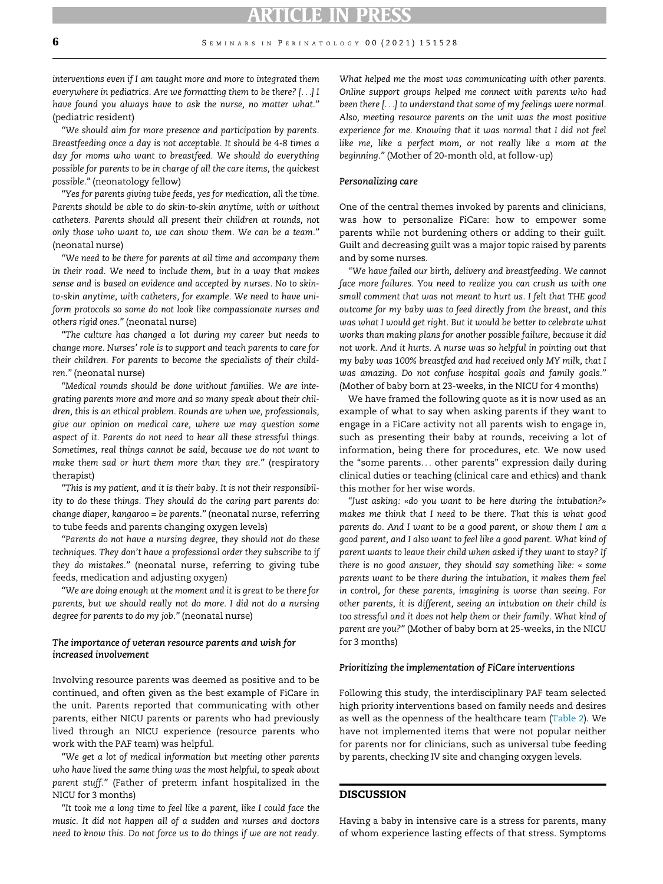*interventions even if I am taught more and more to integrated them everywhere in pediatrics. Are we formatting them to be there? [...] I have found you always have to ask the nurse, no matter what."* (pediatric resident)

*"We should aim for more presence and participation by parents. Breastfeeding once a day is not acceptable. It should be 4-8 times a day for moms who want to breastfeed. We should do everything possible for parents to be in charge of all the care items, the quickest possible."* (neonatology fellow)

*"Yes for parents giving tube feeds, yes for medication, all the time. Parents should be able to do skin-to-skin anytime, with or without catheters. Parents should all present their children at rounds, not only those who want to, we can show them. We can be a team."* (neonatal nurse)

*"We need to be there for parents at all time and accompany them in their road. We need to include them, but in a way that makes sense and is based on evidence and accepted by nurses. No to skin-to-skin anytime, with catheters, for example. We need to have uniform protocols so some do not look like compassionate nurses and others rigid ones."* (neonatal nurse)

*"The culture has changed a lot during my career but needs to change more. Nurses' role is to support and teach parents to care for their children. For parents to become the specialists of their children."* (neonatal nurse)

*"Medical rounds should be done without families. We are integrating parents more and more and so many speak about their children, this is an ethical problem. Rounds are when we, professionals, give our opinion on medical care, where we may question some aspect of it. Parents do not need to hear all these stressful things. Sometimes, real things cannot be said, because we do not want to make them sad or hurt them more than they are."* (respiratory therapist)

*"This is my patient, and it is their baby. It is not their responsibility to do these things. They should do the caring part parents do: change diaper, kangaroo = be parents."* (neonatal nurse, referring to tube feeds and parents changing oxygen levels)

*"Parents do not have a nursing degree, they should not do these techniques. They don't have a professional order they subscribe to if they do mistakes."* (neonatal nurse, referring to giving tube feeds, medication and adjusting oxygen)

*"We are doing enough at the moment and it is great to be there for parents, but we should really not do more. I did not do a nursing degree for parents to do my job."* (neonatal nurse)

#### *The importance of veteran resource parents and wish for increased involvement*

Involving resource parents was deemed as positive and to be continued, and often given as the best example of FiCare in the unit. Parents reported that communicating with other parents, either NICU parents or parents who had previously lived through an NICU experience (resource parents who work with the PAF team) was helpful.

*"We get a lot of medical information but meeting other parents who have lived the same thing was the most helpful, to speak about parent stuff."* (Father of preterm infant hospitalized in the NICU for 3 months)

*"It took me a long time to feel like a parent, like I could face the music. It did not happen all of a sudden and nurses and doctors need to know this. Do not force us to do things if we are not ready. What helped me the most was communicating with other parents. Online support groups helped me connect with parents who had been there [...] to understand that some of my feelings were normal. Also, meeting resource parents on the unit was the most positive experience for me. Knowing that it was normal that I did not feel like me, like a perfect mom, or not really like a mom at the beginning."* (Mother of 20-month old, at follow-up)

#### *Personalizing care*

One of the central themes invoked by parents and clinicians, was how to personalize FiCare: how to empower some parents while not burdening others or adding to their guilt. Guilt and decreasing guilt was a major topic raised by parents and by some nurses.

*"We have failed our birth, delivery and breastfeeding. We cannot face more failures. You need to realize you can crush us with one small comment that was not meant to hurt us. I felt that THE good outcome for my baby was to feed directly from the breast, and this was what I would get right. But it would be better to celebrate what works than making plans for another possible failure, because it did not work. And it hurts. A nurse was so helpful in pointing out that my baby was 100% breastfed and had received only MY milk, that I was amazing. Do not confuse hospital goals and family goals."* (Mother of baby born at 23-weeks, in the NICU for 4 months)

We have framed the following quote as it is now used as an example of what to say when asking parents if they want to engage in a FiCare activity not all parents wish to engage in, such as presenting their baby at rounds, receiving a lot of information, being there for procedures, etc. We now used the "some parents... other parents" expression daily during clinical duties or teaching (clinical care and ethics) and thank this mother for her wise words.

*"Just asking: «do you want to be here during the intubation?» makes me think that I need to be there. That this is what good parents do. And I want to be a good parent, or show them I am a good parent, and I also want to feel like a good parent. What kind of parent wants to leave their child when asked if they want to stay? If there is no good answer, they should say something like: « some parents want to be there during the intubation, it makes them feel in control, for these parents, imagining is worse than seeing. For other parents, it is different, seeing an intubation on their child is too stressful and it does not help them or their family. What kind of parent are you?"* (Mother of baby born at 25-weeks, in the NICU for 3 months)

#### *Prioritizing the implementation of FiCare interventions*

Following this study, the interdisciplinary PAF team selected high priority interventions based on family needs and desires as well as the openness of the healthcare team (Table 2). We have not implemented items that were not popular neither for parents nor for clinicians, such as universal tube feeding by parents, checking IV site and changing oxygen levels.

## DISCUSSION

Having a baby in intensive care is a stress for parents, many of whom experience lasting effects of that stress. Symptoms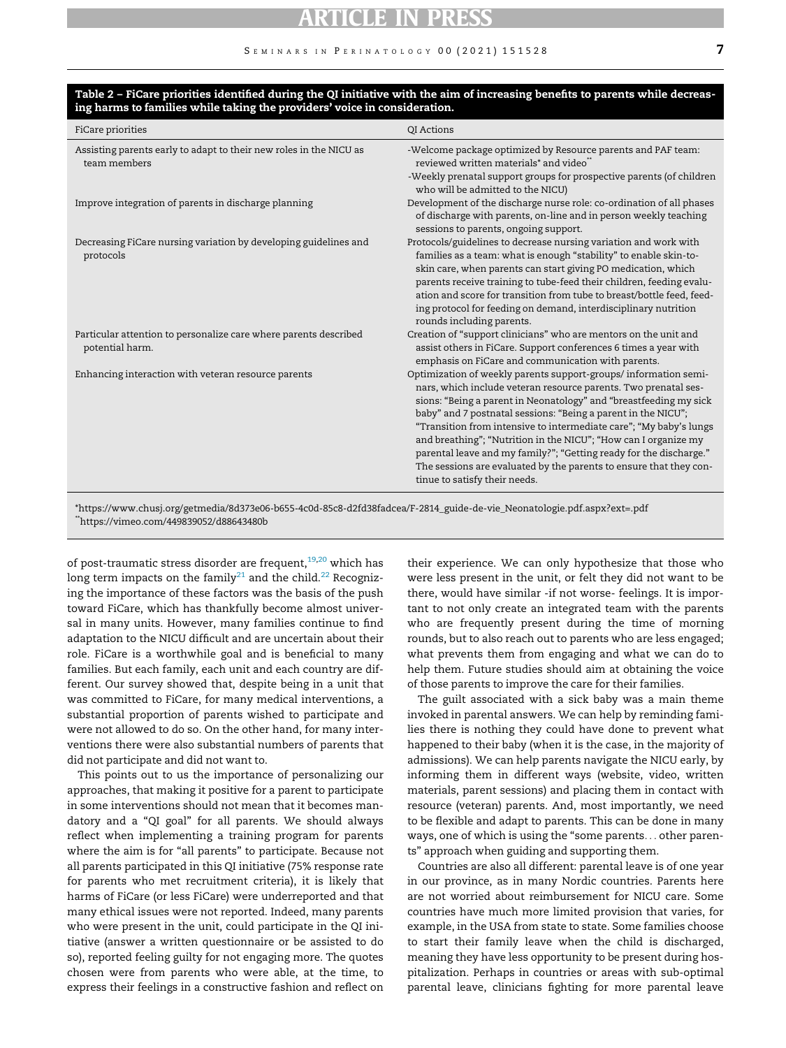**Table 2 – FiCare priorities identified during the QI initiative with the aim of increasing benefits to parents while decreasing harms to families while taking the providers' voice in consideration.**

| FiCare priorities | QI Actions |
|---|---|
| Assisting parents early to adapt to their new roles in the NICU as team members | -Welcome package optimized by Resource parents and PAF team: reviewed written materials* and video** <br>-Weekly prenatal support groups for prospective parents (of children who will be admitted to the NICU) |
| Improve integration of parents in discharge planning | Development of the discharge nurse role: co-ordination of all phases of discharge with parents, on-line and in person weekly teaching sessions to parents, ongoing support. |
| Decreasing FiCare nursing variation by developing guidelines and protocols | Protocols/guidelines to decrease nursing variation and work with families as a team: what is enough "stability" to enable skin-to-skin care, when parents can start giving PO medication, which parents receive training to tube-feed their children, feeding evaluation and score for transition from tube to breast/bottle feed, feeding protocol for feeding on demand, interdisciplinary nutrition rounds including parents. |
| Particular attention to personalize care where parents described potential harm. | Creation of "support clinicians" who are mentors on the unit and assist others in FiCare. Support conferences 6 times a year with emphasis on FiCare and communication with parents. |
| Enhancing interaction with veteran resource parents | Optimization of weekly parents support-groups/ information seminars, which include veteran resource parents. Two prenatal sessions: "Being a parent in Neonatology" and "breastfeeding my sick baby" and 7 postnatal sessions: "Being a parent in the NICU"; "Transition from intensive to intermediate care"; "My baby's lungs and breathing"; "Nutrition in the NICU"; "How can I organize my parental leave and my family?"; "Getting ready for the discharge." The sessions are evaluated by the parents to ensure that they continue to satisfy their needs. |

*https://www.chusj.org/getmedia/8d373e06-b655-4c0d-85c8-d2fd38fadcea/F-2814_guide-de-vie_Neonatologie.pdf.aspx?ext=.pdf
**https://vimeo.com/449839052/d88643480b

of post-traumatic stress disorder are frequent,[19,20] which has long term impacts on the family[21] and the child.[22] Recognizing the importance of these factors was the basis of the push toward FiCare, which has thankfully become almost universal in many units. However, many families continue to find adaptation to the NICU difficult and are uncertain about their role. FiCare is a worthwhile goal and is beneficial to many families. But each family, each unit and each country are different. Our survey showed that, despite being in a unit that was committed to FiCare, for many medical interventions, a substantial proportion of parents wished to participate and were not allowed to do so. On the other hand, for many interventions there were also substantial numbers of parents that did not participate and did not want to.

This points out to us the importance of personalizing our approaches, that making it positive for a parent to participate in some interventions should not mean that it becomes mandatory and a "QI goal" for all parents. We should always reflect when implementing a training program for parents where the aim is for "all parents" to participate. Because not all parents participated in this QI initiative (75% response rate for parents who met recruitment criteria), it is likely that harms of FiCare (or less FiCare) were underreported and that many ethical issues were not reported. Indeed, many parents who were present in the unit, could participate in the QI initiative (answer a written questionnaire or be assisted to do so), reported feeling guilty for not engaging more. The quotes chosen were from parents who were able, at the time, to express their feelings in a constructive fashion and reflect on their experience. We can only hypothesize that those who were less present in the unit, or felt they did not want to be there, would have similar -if not worse- feelings. It is important to not only create an integrated team with the parents who are frequently present during the time of morning rounds, but to also reach out to parents who are less engaged; what prevents them from engaging and what we can do to help them. Future studies should aim at obtaining the voice of those parents to improve the care for their families.

The guilt associated with a sick baby was a main theme invoked in parental answers. We can help by reminding families there is nothing they could have done to prevent what happened to their baby (when it is the case, in the majority of admissions). We can help parents navigate the NICU early, by informing them in different ways (website, video, written materials, parent sessions) and placing them in contact with resource (veteran) parents. And, most importantly, we need to be flexible and adapt to parents. This can be done in many ways, one of which is using the "some parents… other parents" approach when guiding and supporting them.

Countries are also all different: parental leave is of one year in our province, as in many Nordic countries. Parents here are not worried about reimbursement for NICU care. Some countries have much more limited provision that varies, for example, in the USA from state to state. Some families choose to start their family leave when the child is discharged, meaning they have less opportunity to be present during hospitalization. Perhaps in countries or areas with sub-optimal parental leave, clinicians fighting for more parental leave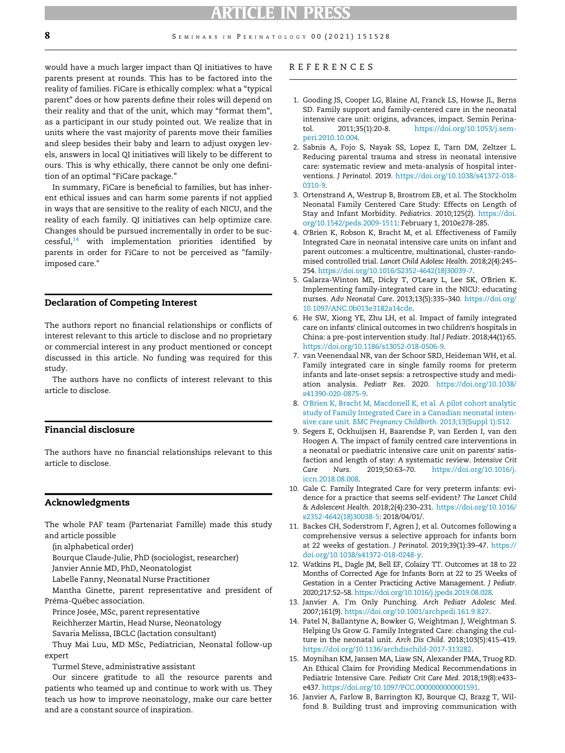would have a much larger impact than QI initiatives to have parents present at rounds. This has to be factored into the reality of families. FiCare is ethically complex: what a "typical parent" does or how parents define their roles will depend on their reality and that of the unit, which may "format them", as a participant in our study pointed out. We realize that in units where the vast majority of parents move their families and sleep besides their baby and learn to adjust oxygen levels, answers in local QI initiatives will likely to be different to ours. This is why ethically, there cannot be only one definition of an optimal "FiCare package."

In summary, FiCare is beneficial to families, but has inherent ethical issues and can harm some parents if not applied in ways that are sensitive to the reality of each NICU, and the reality of each family. QI initiatives can help optimize care. Changes should be pursued incrementally in order to be successful,[14] with implementation priorities identified by parents in order for FiCare to not be perceived as "family-imposed care."

## Declaration of Competing Interest

The authors report no financial relationships or conflicts of interest relevant to this article to disclose and no proprietary or commercial interest in any product mentioned or concept discussed in this article. No funding was required for this study.

The authors have no conflicts of interest relevant to this article to disclose.

## Financial disclosure

The authors have no financial relationships relevant to this article to disclose.

## Acknowledgments

The whole PAF team (Partenariat Famille) made this study and article possible

(in alphabetical order)

Bourque Claude-Julie, PhD (sociologist, researcher)

Janvier Annie MD, PhD, Neonatologist

Labelle Fanny, Neonatal Nurse Practitioner

Mantha Ginette, parent representative and president of Préma-Québec association.

Prince Josée, MSc, parent representative

Reichherzer Martin, Head Nurse, Neonatology

Savaria Melissa, IBCLC (lactation consultant)

Thuy Mai Luu, MD MSc, Pediatrician, Neonatal follow-up expert

Turmel Steve, administrative assistant

Our sincere gratitude to all the resource parents and patients who teamed up and continue to work with us. They teach us how to improve neonatology, make our care better and are a constant source of inspiration.

## REFERENCES

1. Gooding JS, Cooper LG, Blaine AI, Franck LS, Howse JL, Berns SD. Family support and family-centered care in the neonatal intensive care unit: origins, advances, impact. Semin Perinatol. 2011;35(1):20-8. https://doi.org/10.1053/j.semperi.2010.10.004.
2. Sabnis A, Fojo S, Nayak SS, Lopez E, Tarn DM, Zeltzer L. Reducing parental trauma and stress in neonatal intensive care: systematic review and meta-analysis of hospital interventions. *J Perinatol*. 2019. https://doi.org/10.1038/s41372-018-0310-9.
3. Ortenstrand A, Westrup B, Brostrom EB, et al. The Stockholm Neonatal Family Centered Care Study: Effects on Length of Stay and Infant Morbidity. *Pediatrics*. 2010;125(2). https://doi.org/10.1542/peds.2009-1511: February 1, 2010e278-285.
4. O'Brien K, Robson K, Bracht M, et al. Effectiveness of Family Integrated Care in neonatal intensive care units on infant and parent outcomes: a multicentre, multinational, cluster-randomised controlled trial. *Lancet Child Adolesc Health*. 2018;2(4):245–254. https://doi.org/10.1016/S2352-4642(18)30039-7.
5. Galarza-Winton ME, Dicky T, O'Leary L, Lee SK, O'Brien K. Implementing family-integrated care in the NICU: educating nurses. *Adv Neonatal Care*. 2013;13(5):335–340. https://doi.org/10.1097/ANC.0b013e3182a14cde.
6. He SW, Xiong YE, Zhu LH, et al. Impact of family integrated care on infants' clinical outcomes in two children's hospitals in China: a pre-post intervention study. *Ital J Pediatr*. 2018;44(1):65. https://doi.org/10.1186/s13052-018-0506-9.
7. van Veenendaal NR, van der Schoor SRD, Heideman WH, et al. Family integrated care in single family rooms for preterm infants and late-onset sepsis: a retrospective study and mediation analysis. *Pediatr Res*. 2020. https://doi.org/10.1038/s41390-020-0875-9.
8. O'Brien K, Bracht M, Macdonell K, et al. A pilot cohort analytic study of Family Integrated Care in a Canadian neonatal intensive care unit. *BMC Pregnancy Childbirth*. 2013;13(Suppl 1):S12.
9. Segers E, Ockhuijsen H, Baarendse P, van Eerden I, van den Hoogen A. The impact of family centred care interventions in a neonatal or paediatric intensive care unit on parents' satisfaction and length of stay: A systematic review. *Intensive Crit Care Nurs*. 2019;50:63–70. https://doi.org/10.1016/j.iccn.2018.08.008.
10. Gale C. Family Integrated Care for very preterm infants: evidence for a practice that seems self-evident? *The Lancet Child & Adolescent Health*. 2018;2(4):230–231. https://doi.org/10.1016/s2352-4642(18)30038-5: 2018/04/01/.
11. Backes CH, Soderstrom F, Agren J, et al. Outcomes following a comprehensive versus a selective approach for infants born at 22 weeks of gestation. *J Perinatol*. 2019;39(1):39–47. https://doi.org/10.1038/s41372-018-0248-y.
12. Watkins PL, Dagle JM, Bell EF, Colaizy TT. Outcomes at 18 to 22 Months of Corrected Age for Infants Born at 22 to 25 Weeks of Gestation in a Center Practicing Active Management. *J Pediatr*. 2020;217:52–58. https://doi.org/10.1016/j.jpeds.2019.08.028.
13. Janvier A. I'm Only Punching. *Arch Pediatr Adolesc Med*. 2007;161(9). https://doi.org/10.1001/archpedi.161.9.827.
14. Patel N, Ballantyne A, Bowker G, Weightman J, Weightman S. Helping Us Grow G. Family Integrated Care: changing the culture in the neonatal unit. *Arch Dis Child*. 2018;103(5):415–419. https://doi.org/10.1136/archdischild-2017-313282.
15. Moynihan KM, Jansen MA, Liaw SN, Alexander PMA, Truog RD. An Ethical Claim for Providing Medical Recommendations in Pediatric Intensive Care. *Pediatr Crit Care Med*. 2018;19(8):e433–e437. https://doi.org/10.1097/PCC.0000000000001591.
16. Janvier A, Farlow B, Barrington KJ, Bourque CJ, Brazg T, Wilfond B. Building trust and improving communication with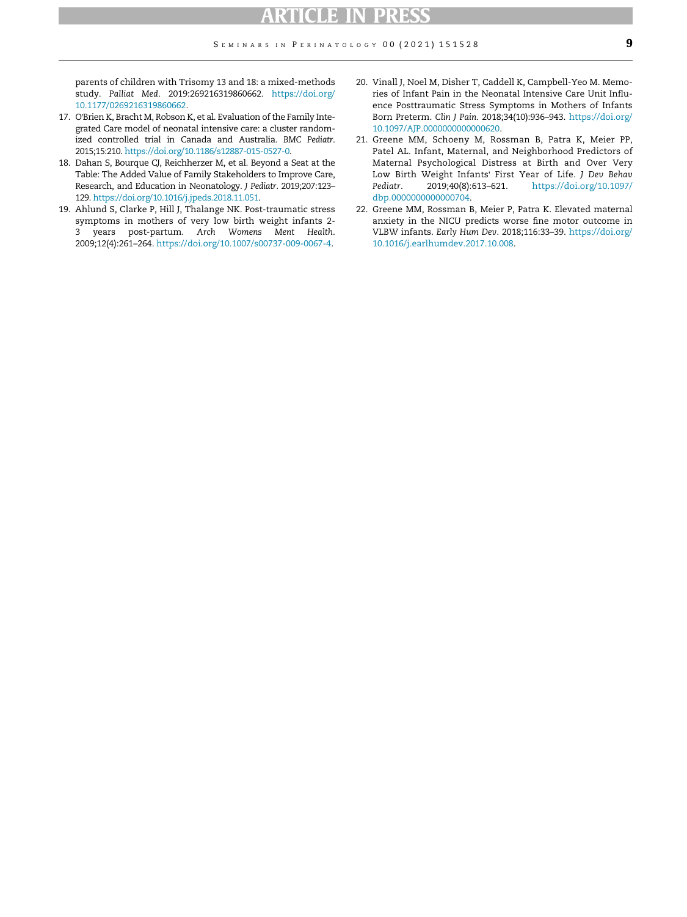parents of children with Trisomy 13 and 18: a mixed-methods study. *Palliat Med*. 2019:269216319860662. https://doi.org/10.1177/0269216319860662.

17. O'Brien K, Bracht M, Robson K, et al. Evaluation of the Family Integrated Care model of neonatal intensive care: a cluster randomized controlled trial in Canada and Australia. *BMC Pediatr*. 2015;15:210. https://doi.org/10.1186/s12887-015-0527-0.
18. Dahan S, Bourque CJ, Reichherzer M, et al. Beyond a Seat at the Table: The Added Value of Family Stakeholders to Improve Care, Research, and Education in Neonatology. *J Pediatr*. 2019;207:123–129. https://doi.org/10.1016/j.jpeds.2018.11.051.
19. Ahlund S, Clarke P, Hill J, Thalange NK. Post-traumatic stress symptoms in mothers of very low birth weight infants 2-3 years post-partum. *Arch Womens Ment Health*. 2009;12(4):261–264. https://doi.org/10.1007/s00737-009-0067-4.
20. Vinall J, Noel M, Disher T, Caddell K, Campbell-Yeo M. Memories of Infant Pain in the Neonatal Intensive Care Unit Influence Posttraumatic Stress Symptoms in Mothers of Infants Born Preterm. *Clin J Pain*. 2018;34(10):936–943. https://doi.org/10.1097/AJP.0000000000000620.
21. Greene MM, Schoeny M, Rossman B, Patra K, Meier PP, Patel AL. Infant, Maternal, and Neighborhood Predictors of Maternal Psychological Distress at Birth and Over Very Low Birth Weight Infants' First Year of Life. *J Dev Behav Pediatr*. 2019;40(8):613–621. https://doi.org/10.1097/dbp.0000000000000704.
22. Greene MM, Rossman B, Meier P, Patra K. Elevated maternal anxiety in the NICU predicts worse fine motor outcome in VLBW infants. *Early Hum Dev*. 2018;116:33–39. https://doi.org/10.1016/j.earlhumdev.2017.10.008.